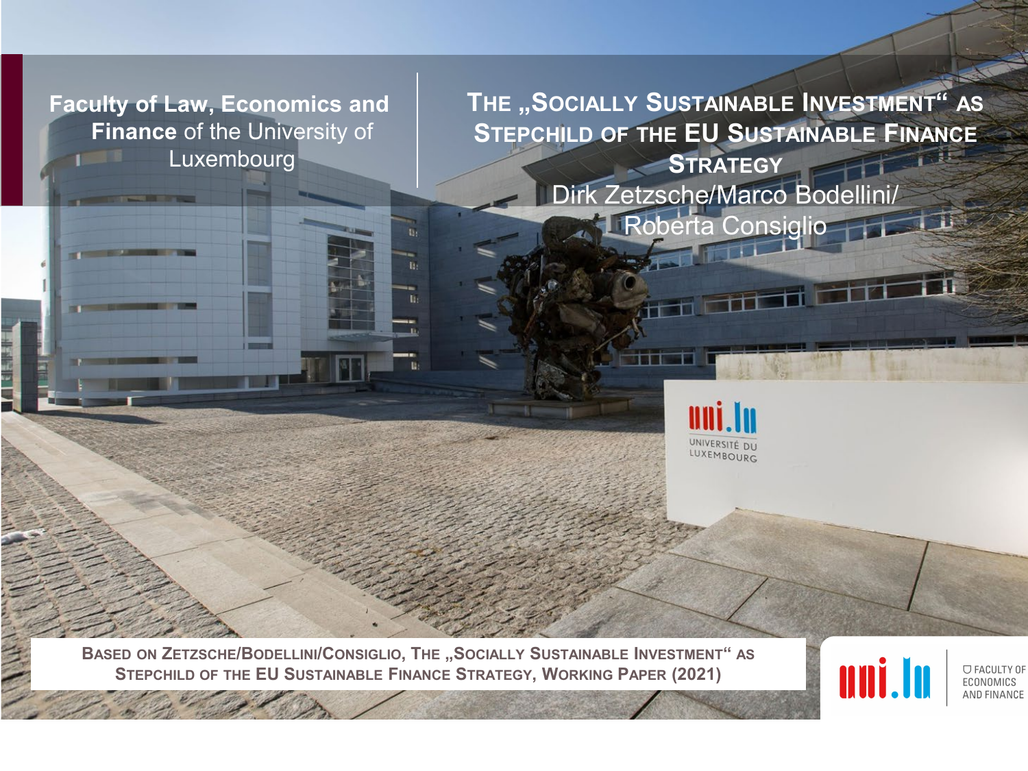**Faculty of Law, Economics and Finance** of the University of Luxembourg

# THE „SOCIALLY SUSTAINABLE INVESTMENT" AS STEPCHILD OF THE EU SUSTAINABLE FINANCE STRATEGY

Dirk Zetzsche/Marco Bodellini/Roberta Consiglio

UNIVERSITÉ DU LUXEMBOURG

**BASED ON ZETZSCHE/BODELLINI/CONSIGLIO, THE „SOCIALLY SUSTAINABLE INVESTMENT" AS STEPCHILD OF THE EU SUSTAINABLE FINANCE STRATEGY, WORKING PAPER (2021)**

uni.lu FACULTY OF ECONOMICS AND FINANCE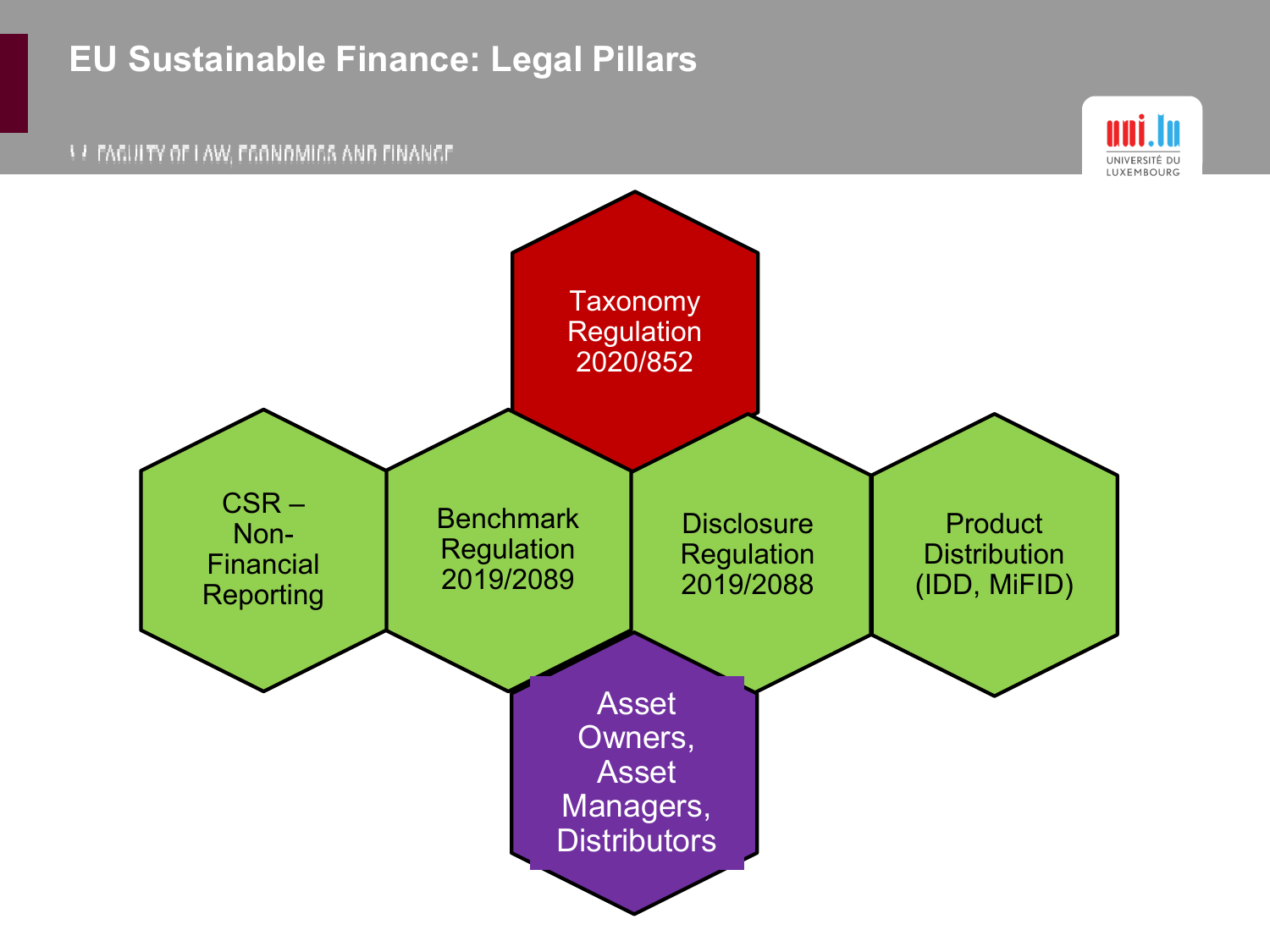# EU Sustainable Finance: Legal Pillars

- Taxonomy Regulation 2020/852
- CSR – Non-Financial Reporting
- Benchmark Regulation 2019/2089
- Disclosure Regulation 2019/2088
- Product Distribution (IDD, MiFID)
- Asset Owners, Asset Managers, Distributors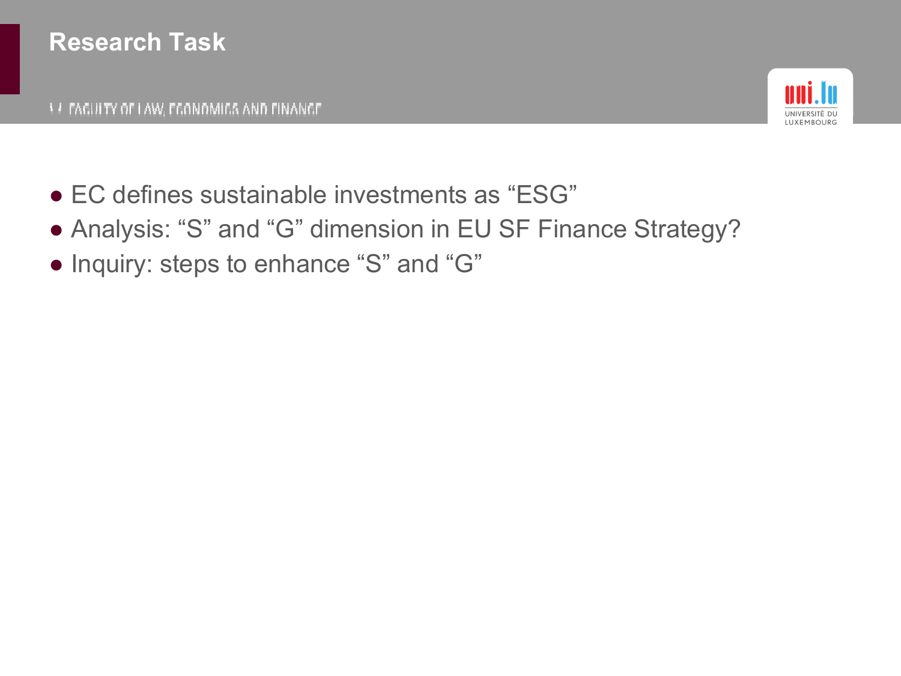# Research Task

- EC defines sustainable investments as “ESG”
- Analysis: “S” and “G” dimension in EU SF Finance Strategy?
- Inquiry: steps to enhance “S” and “G”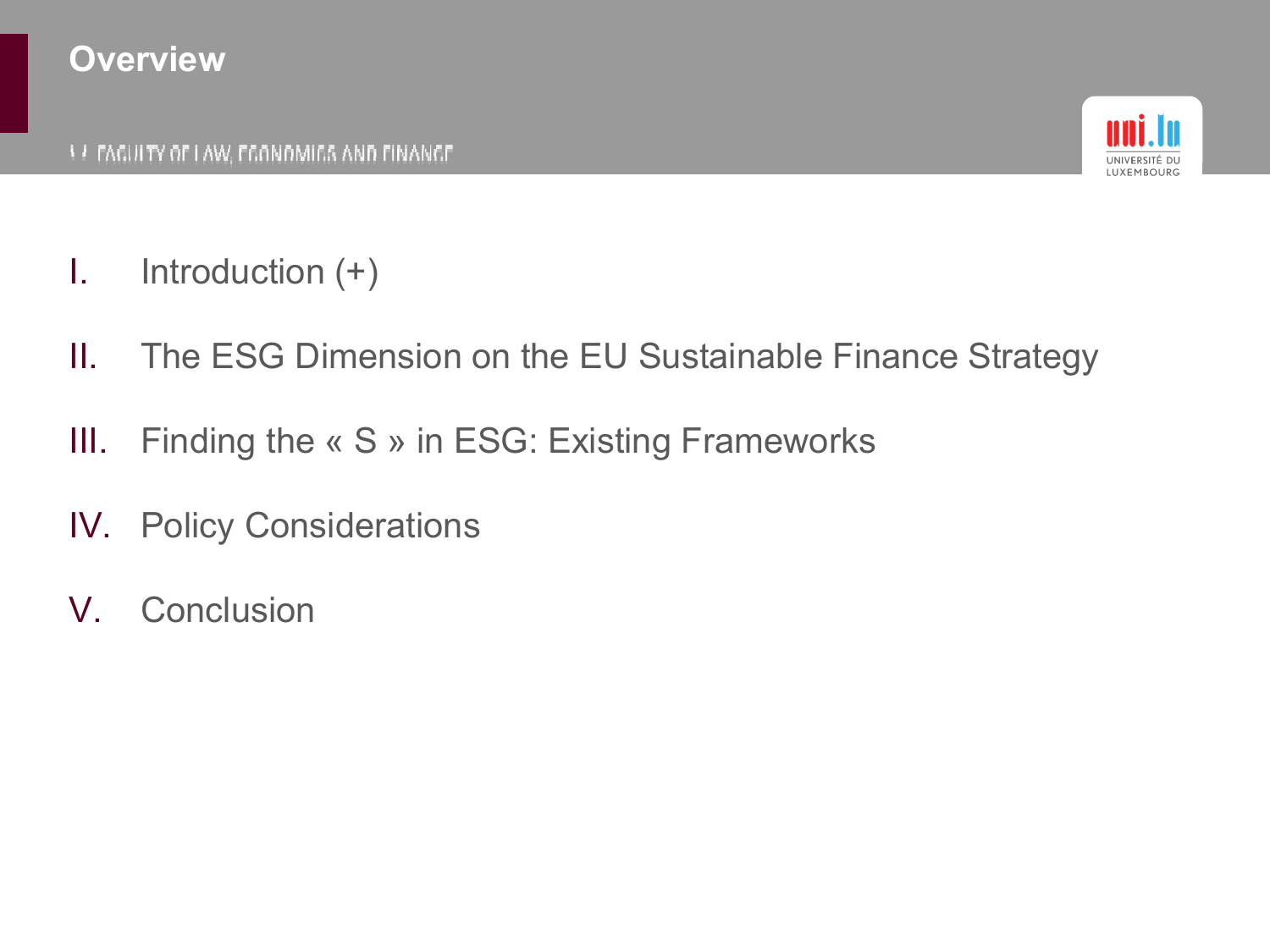# Overview

I. Introduction (+)

II. The ESG Dimension on the EU Sustainable Finance Strategy

III. Finding the « S » in ESG: Existing Frameworks

IV. Policy Considerations

V. Conclusion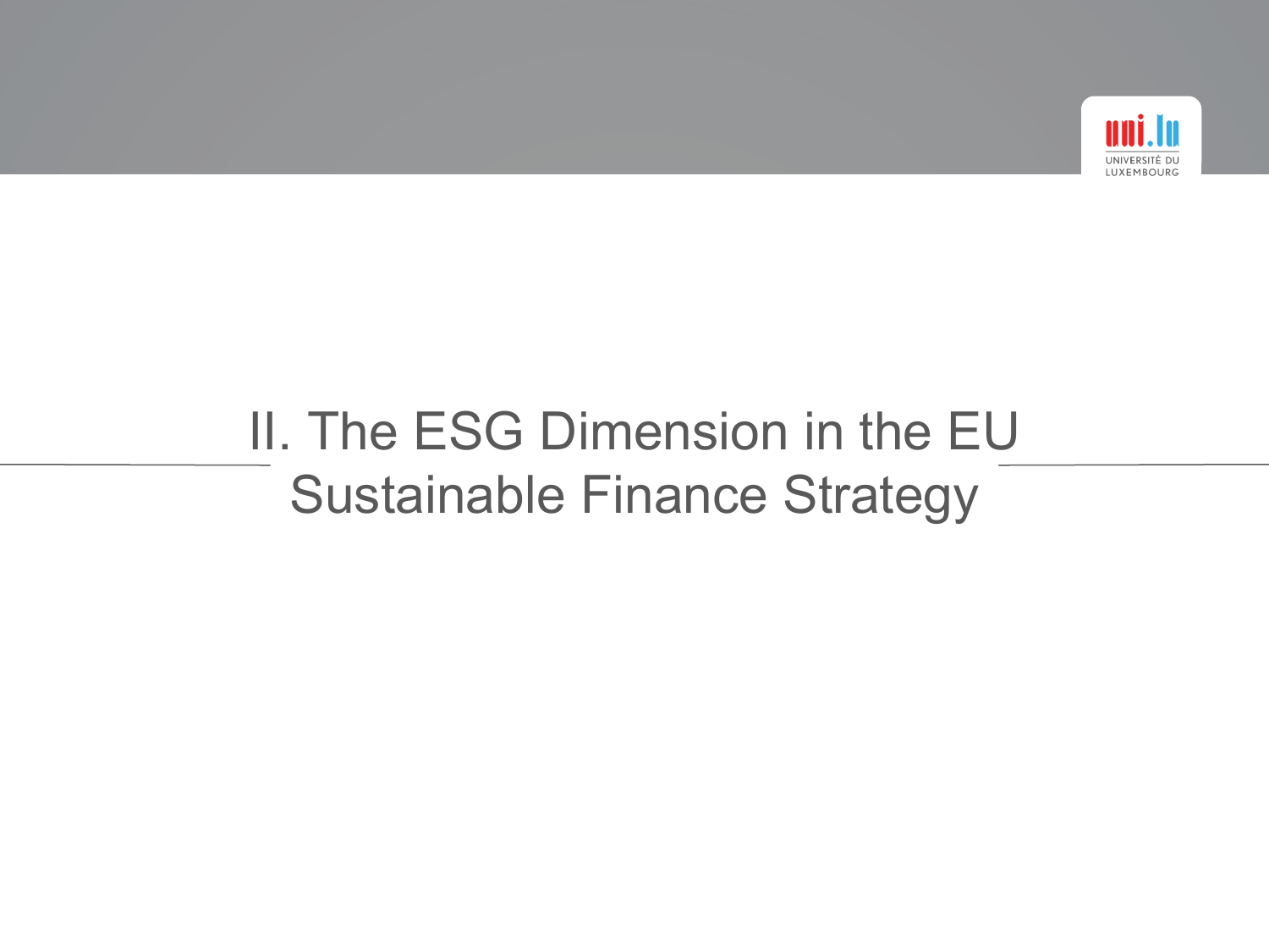# II. The ESG Dimension in the EU Sustainable Finance Strategy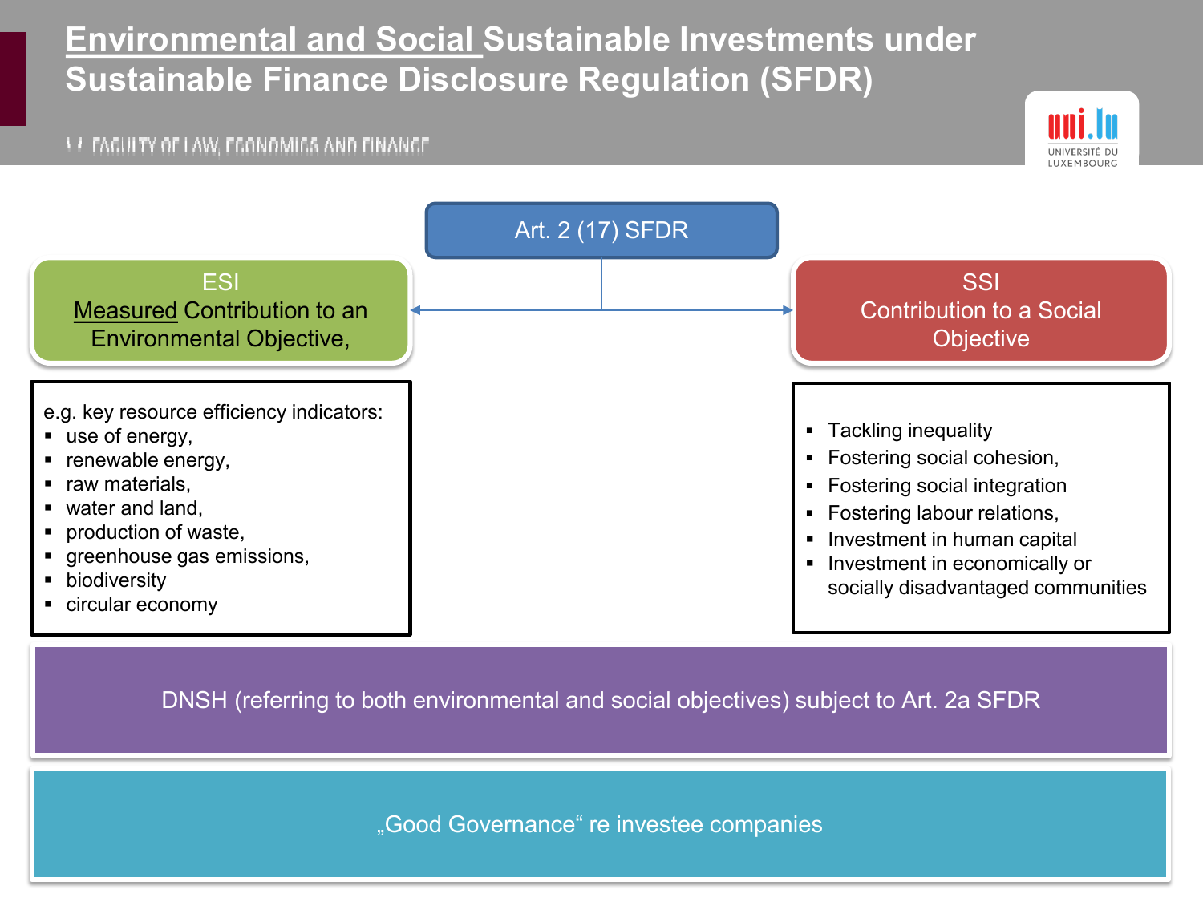# Environmental and Social Sustainable Investments under Sustainable Finance Disclosure Regulation (SFDR)

**Art. 2 (17) SFDR**

## ESI

Measured Contribution to an Environmental Objective,

e.g. key resource efficiency indicators:

- use of energy,
- renewable energy,
- raw materials,
- water and land,
- production of waste,
- greenhouse gas emissions,
- biodiversity
- circular economy

## SSI

Contribution to a Social Objective

- Tackling inequality
- Fostering social cohesion,
- Fostering social integration
- Fostering labour relations,
- Investment in human capital
- Investment in economically or socially disadvantaged communities

DNSH (referring to both environmental and social objectives) subject to Art. 2a SFDR

„Good Governance" re investee companies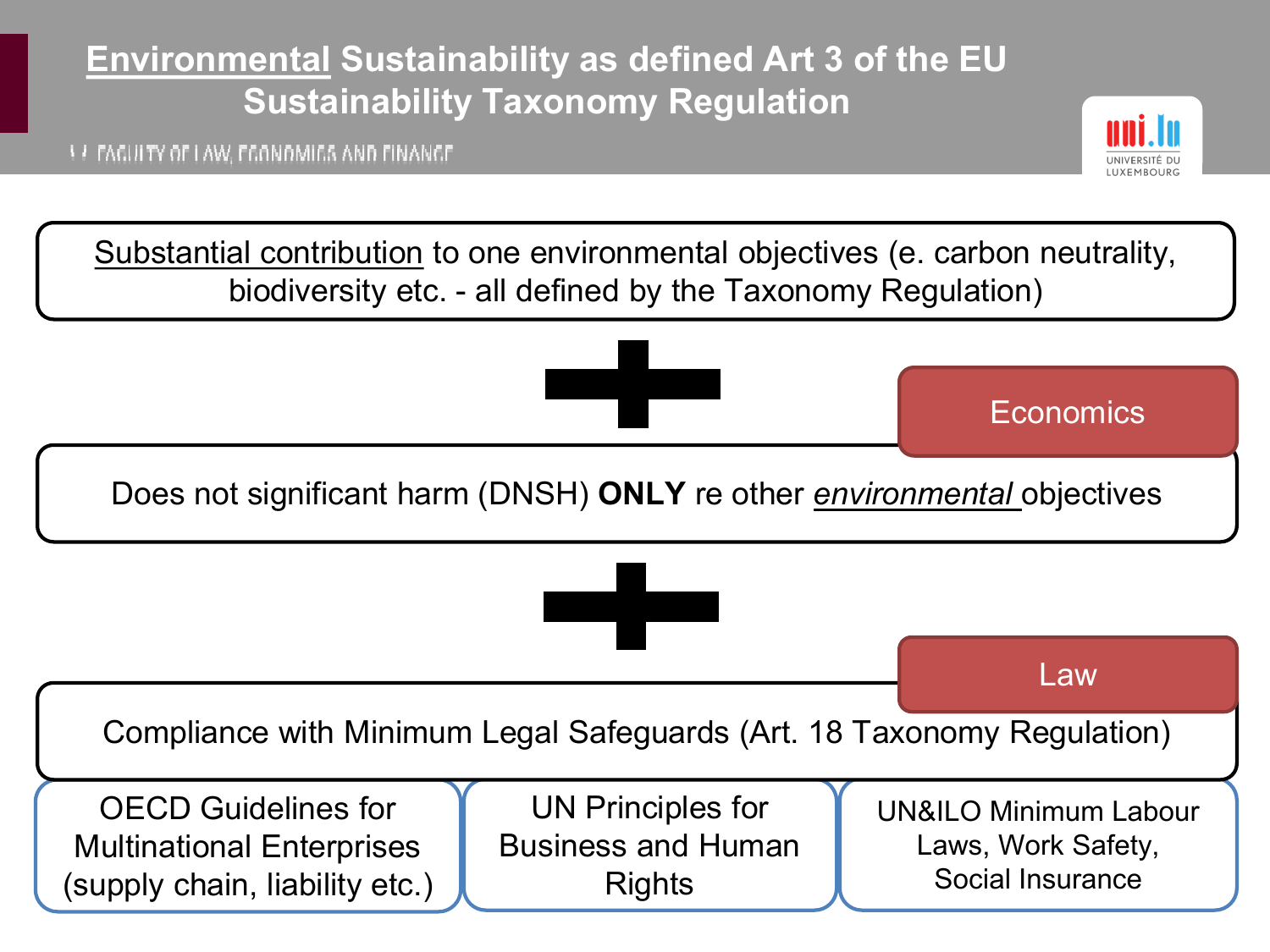# Environmental Sustainability as defined Art 3 of the EU Sustainability Taxonomy Regulation

Substantial contribution to one environmental objectives (e. carbon neutrality, biodiversity etc. - all defined by the Taxonomy Regulation)

+

**Economics**

Does not significant harm (DNSH) **ONLY** re other *environmental* objectives

+

**Law**

Compliance with Minimum Legal Safeguards (Art. 18 Taxonomy Regulation)

- OECD Guidelines for Multinational Enterprises (supply chain, liability etc.)
- UN Principles for Business and Human Rights
- UN&ILO Minimum Labour Laws, Work Safety, Social Insurance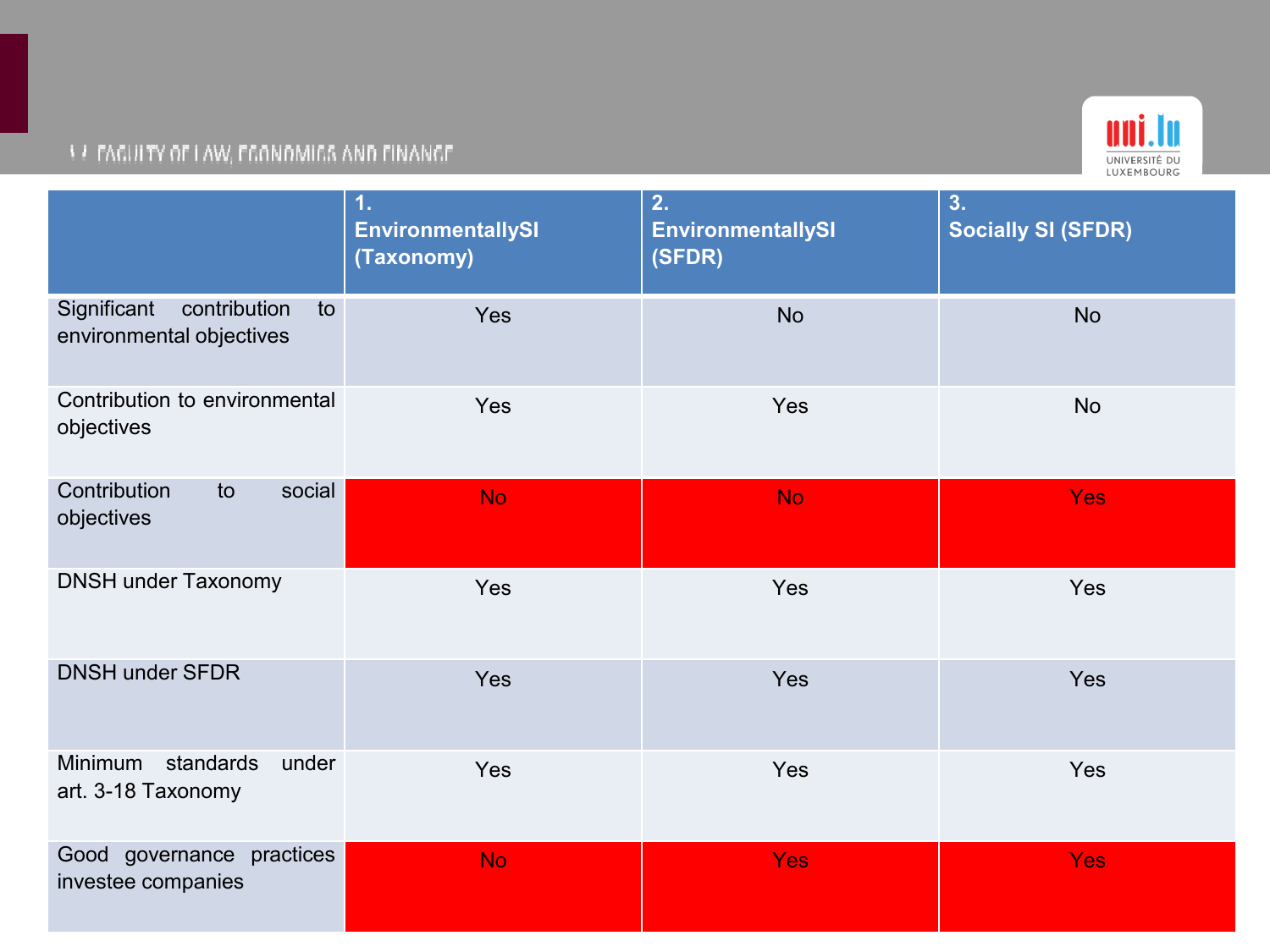| | 1. EnvironmentallySI (Taxonomy) | 2. EnvironmentallySI (SFDR) | 3. Socially SI (SFDR) |
|---|---|---|---|
| Significant contribution to environmental objectives | Yes | No | No |
| Contribution to environmental objectives | Yes | Yes | No |
| Contribution to social objectives | No | No | Yes |
| DNSH under Taxonomy | Yes | Yes | Yes |
| DNSH under SFDR | Yes | Yes | Yes |
| Minimum standards under art. 3-18 Taxonomy | Yes | Yes | Yes |
| Good governance practices investee companies | No | Yes | Yes |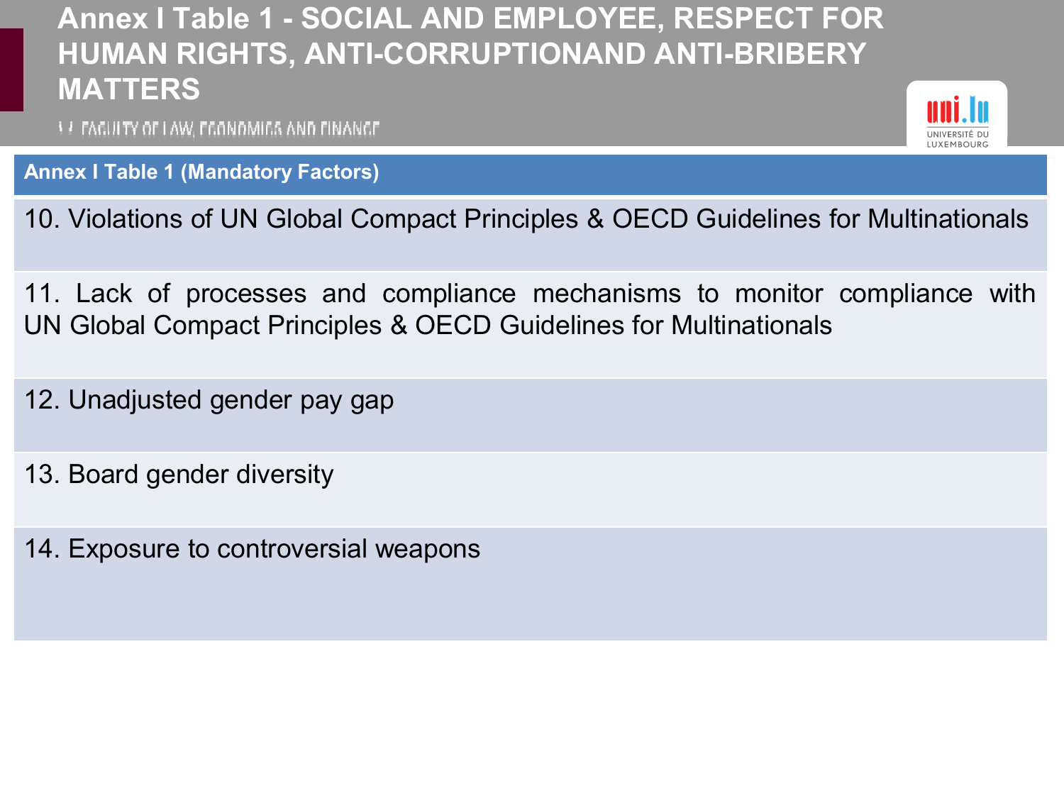# Annex I Table 1 - SOCIAL AND EMPLOYEE, RESPECT FOR HUMAN RIGHTS, ANTI-CORRUPTIONAND ANTI-BRIBERY MATTERS

| Annex I Table 1 (Mandatory Factors) |
|---|
| 10. Violations of UN Global Compact Principles & OECD Guidelines for Multinationals |
| 11. Lack of processes and compliance mechanisms to monitor compliance with UN Global Compact Principles & OECD Guidelines for Multinationals |
| 12. Unadjusted gender pay gap |
| 13. Board gender diversity |
| 14. Exposure to controversial weapons |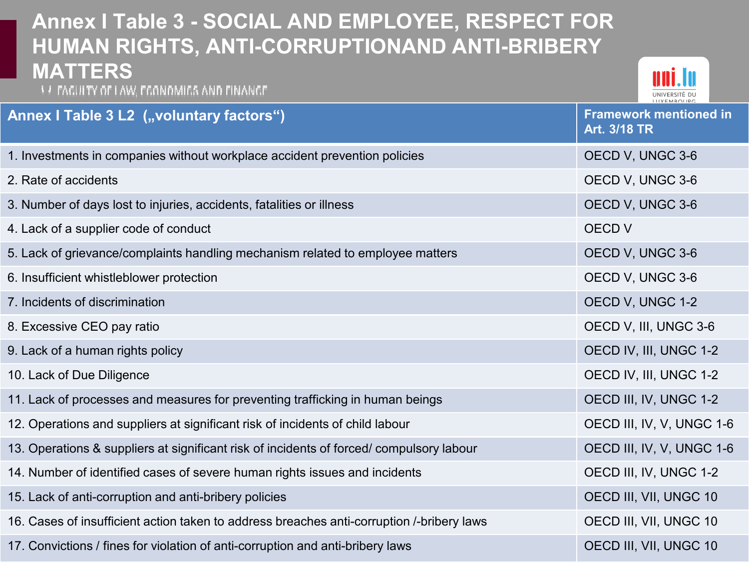# Annex I Table 3 - SOCIAL AND EMPLOYEE, RESPECT FOR HUMAN RIGHTS, ANTI-CORRUPTIONAND ANTI-BRIBERY MATTERS

| Annex I Table 3 L2 („voluntary factors“) | Framework mentioned in Art. 3/18 TR |
|---|---|
| 1. Investments in companies without workplace accident prevention policies | OECD V, UNGC 3-6 |
| 2. Rate of accidents | OECD V, UNGC 3-6 |
| 3. Number of days lost to injuries, accidents, fatalities or illness | OECD V, UNGC 3-6 |
| 4. Lack of a supplier code of conduct | OECD V |
| 5. Lack of grievance/complaints handling mechanism related to employee matters | OECD V, UNGC 3-6 |
| 6. Insufficient whistleblower protection | OECD V, UNGC 3-6 |
| 7. Incidents of discrimination | OECD V, UNGC 1-2 |
| 8. Excessive CEO pay ratio | OECD V, III, UNGC 3-6 |
| 9. Lack of a human rights policy | OECD IV, III, UNGC 1-2 |
| 10. Lack of Due Diligence | OECD IV, III, UNGC 1-2 |
| 11. Lack of processes and measures for preventing trafficking in human beings | OECD III, IV, UNGC 1-2 |
| 12. Operations and suppliers at significant risk of incidents of child labour | OECD III, IV, V, UNGC 1-6 |
| 13. Operations & suppliers at significant risk of incidents of forced/ compulsory labour | OECD III, IV, V, UNGC 1-6 |
| 14. Number of identified cases of severe human rights issues and incidents | OECD III, IV, UNGC 1-2 |
| 15. Lack of anti-corruption and anti-bribery policies | OECD III, VII, UNGC 10 |
| 16. Cases of insufficient action taken to address breaches anti-corruption /-bribery laws | OECD III, VII, UNGC 10 |
| 17. Convictions / fines for violation of anti-corruption and anti-bribery laws | OECD III, VII, UNGC 10 |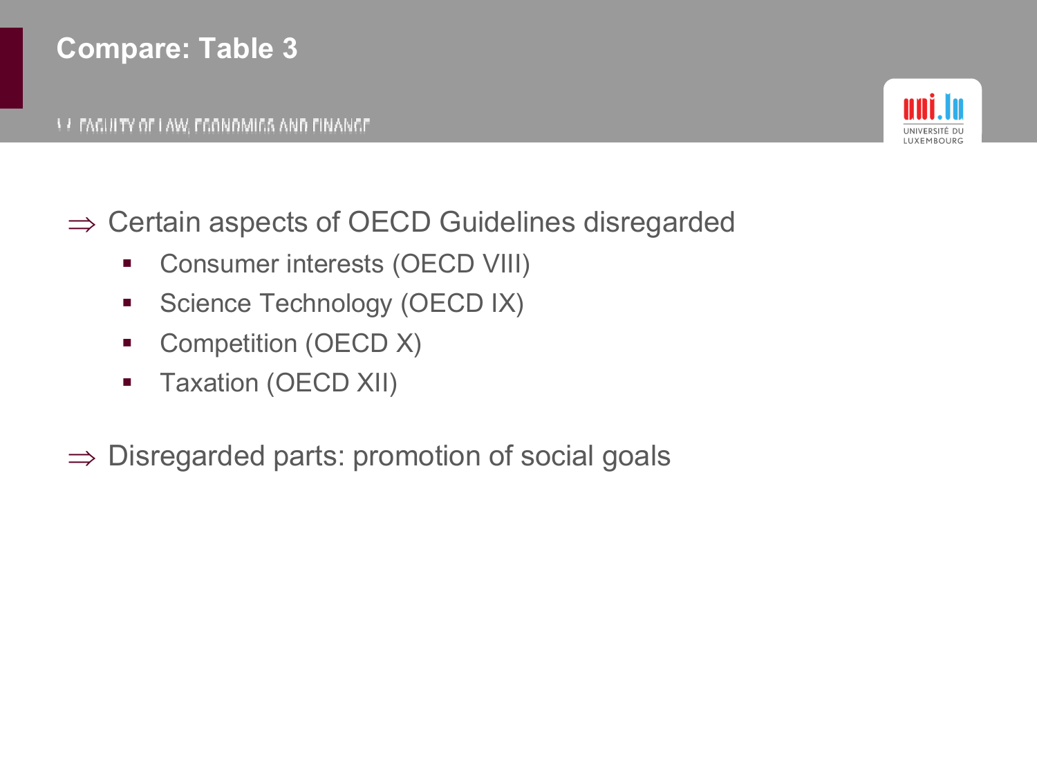# Compare: Table 3

⇒ Certain aspects of OECD Guidelines disregarded

- Consumer interests (OECD VIII)
- Science Technology (OECD IX)
- Competition (OECD X)
- Taxation (OECD XII)

⇒ Disregarded parts: promotion of social goals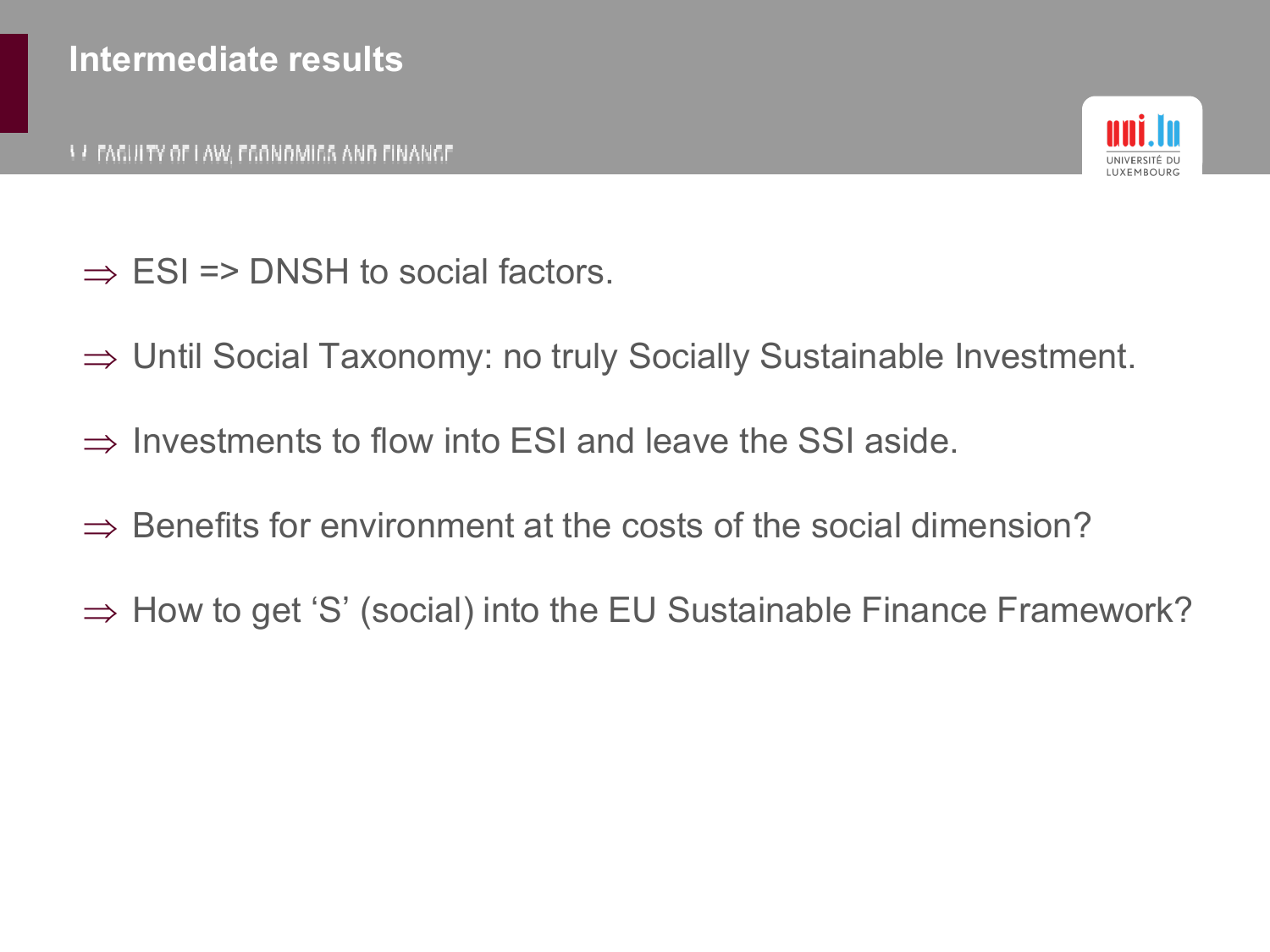## Intermediate results

- ⇒ ESI => DNSH to social factors.
- ⇒ Until Social Taxonomy: no truly Socially Sustainable Investment.
- ⇒ Investments to flow into ESI and leave the SSI aside.
- ⇒ Benefits for environment at the costs of the social dimension?
- ⇒ How to get ‘S’ (social) into the EU Sustainable Finance Framework?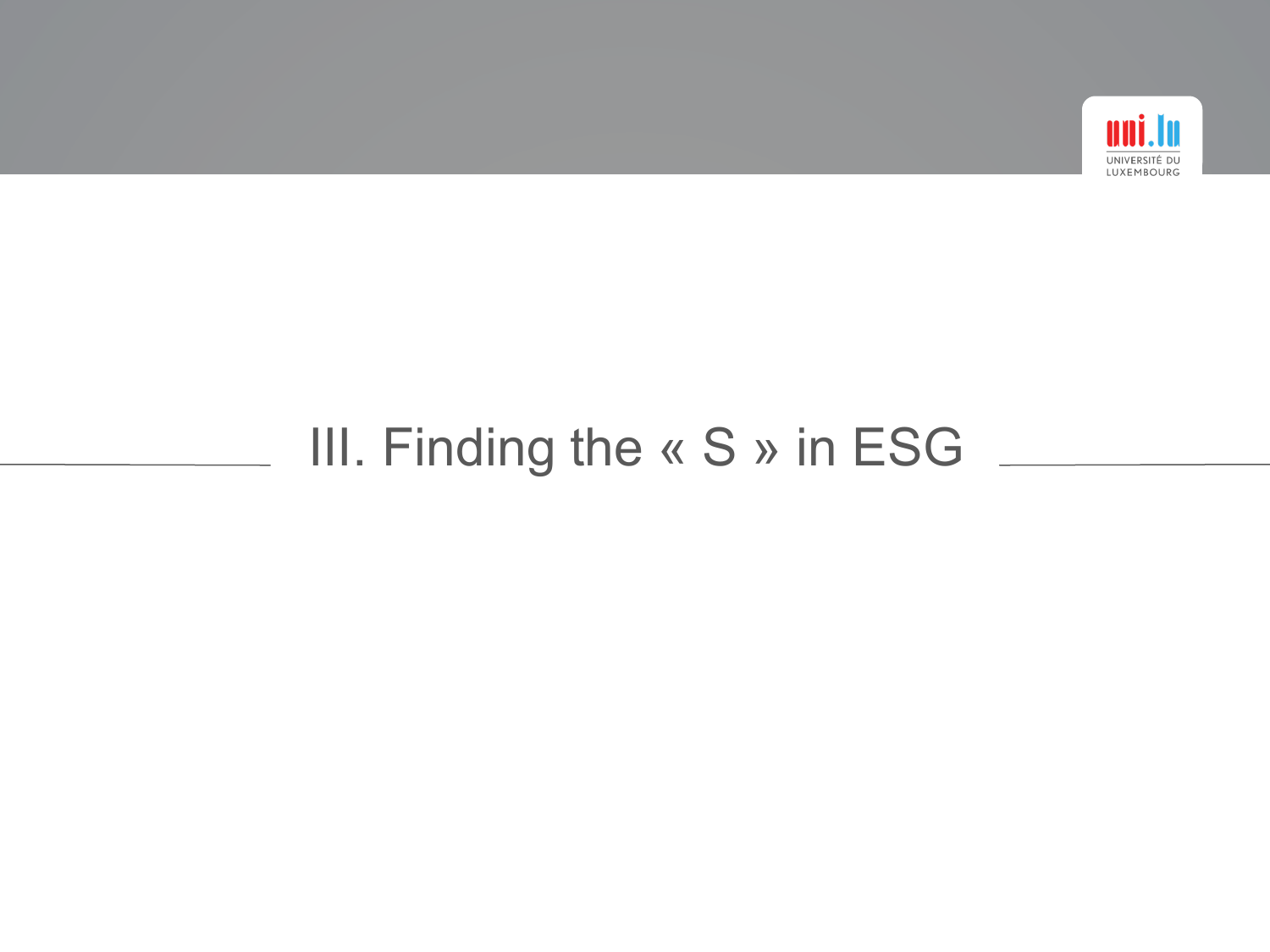# III. Finding the « S » in ESG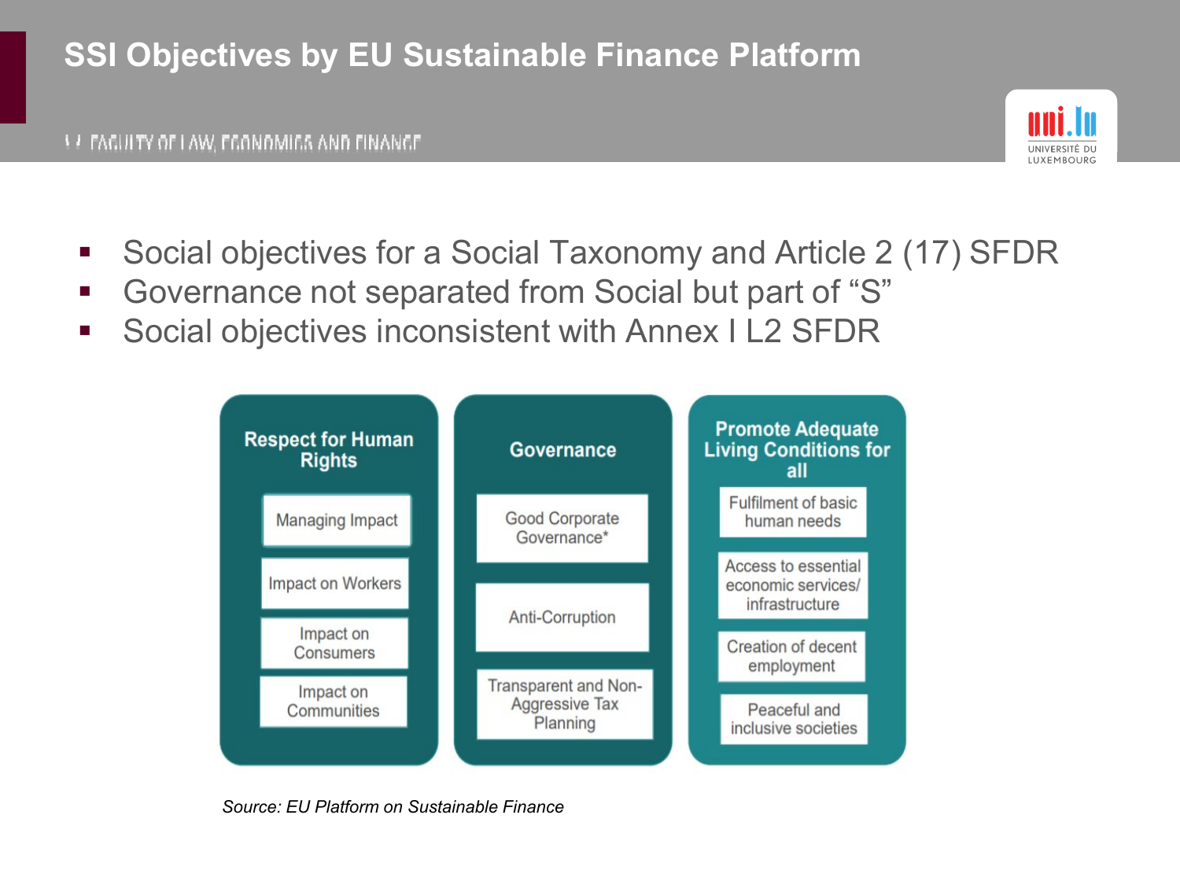# SSI Objectives by EU Sustainable Finance Platform

- Social objectives for a Social Taxonomy and Article 2 (17) SFDR
- Governance not separated from Social but part of "S"
- Social objectives inconsistent with Annex I L2 SFDR

| Respect for Human Rights | Governance | Promote Adequate Living Conditions for all |
| --- | --- | --- |
| Managing Impact | Good Corporate Governance* | Fulfilment of basic human needs |
| Impact on Workers | Anti-Corruption | Access to essential economic services/ infrastructure |
| Impact on Consumers | Transparent and Non-Aggressive Tax Planning | Creation of decent employment |
| Impact on Communities | | Peaceful and inclusive societies |

*Source: EU Platform on Sustainable Finance*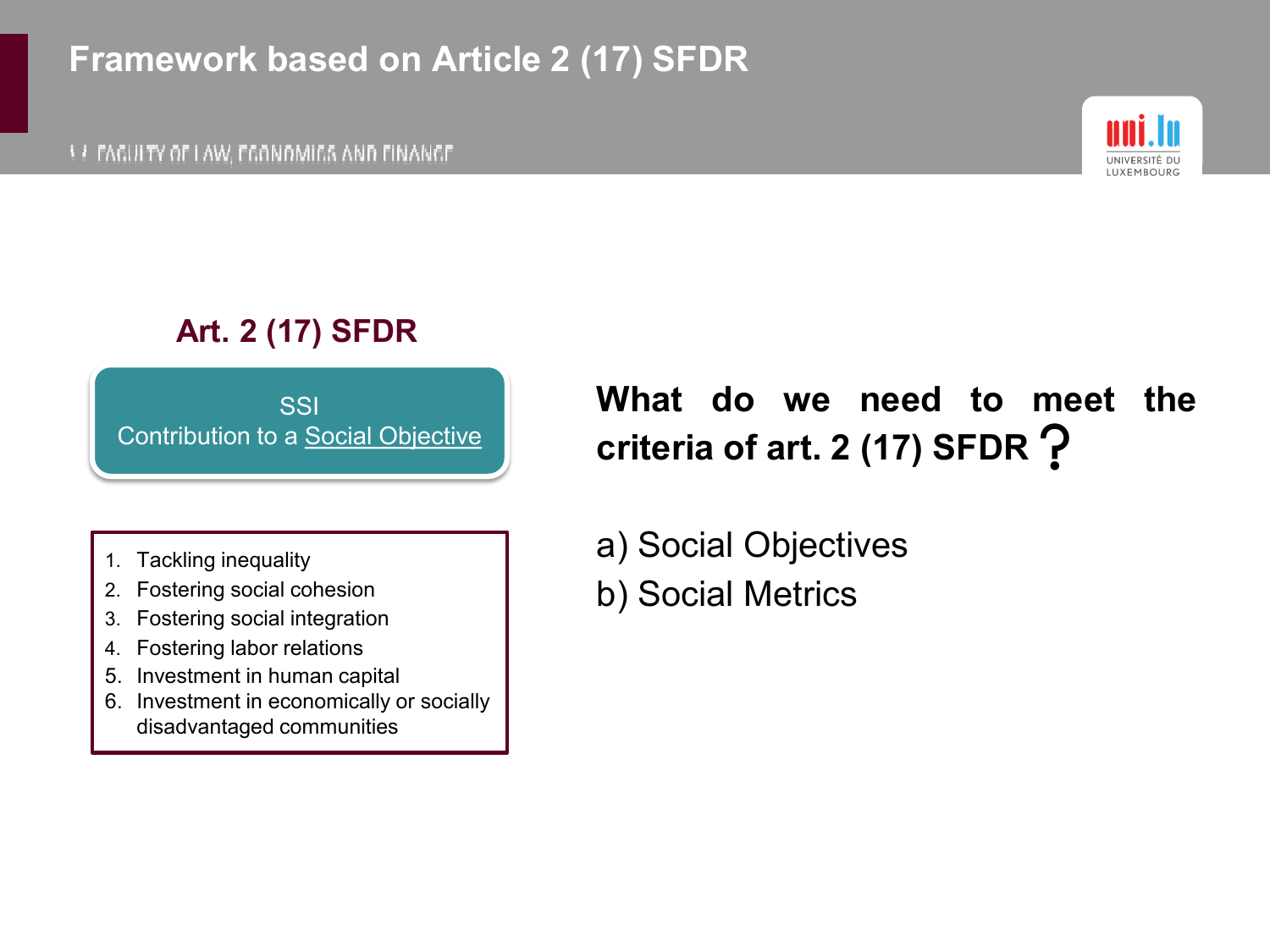# Framework based on Article 2 (17) SFDR

## Art. 2 (17) SFDR

SSI
Contribution to a Social Objective

1. Tackling inequality
2. Fostering social cohesion
3. Fostering social integration
4. Fostering labor relations
5. Investment in human capital
6. Investment in economically or socially disadvantaged communities

**What do we need to meet the criteria of art. 2 (17) SFDR ?**

a) Social Objectives

b) Social Metrics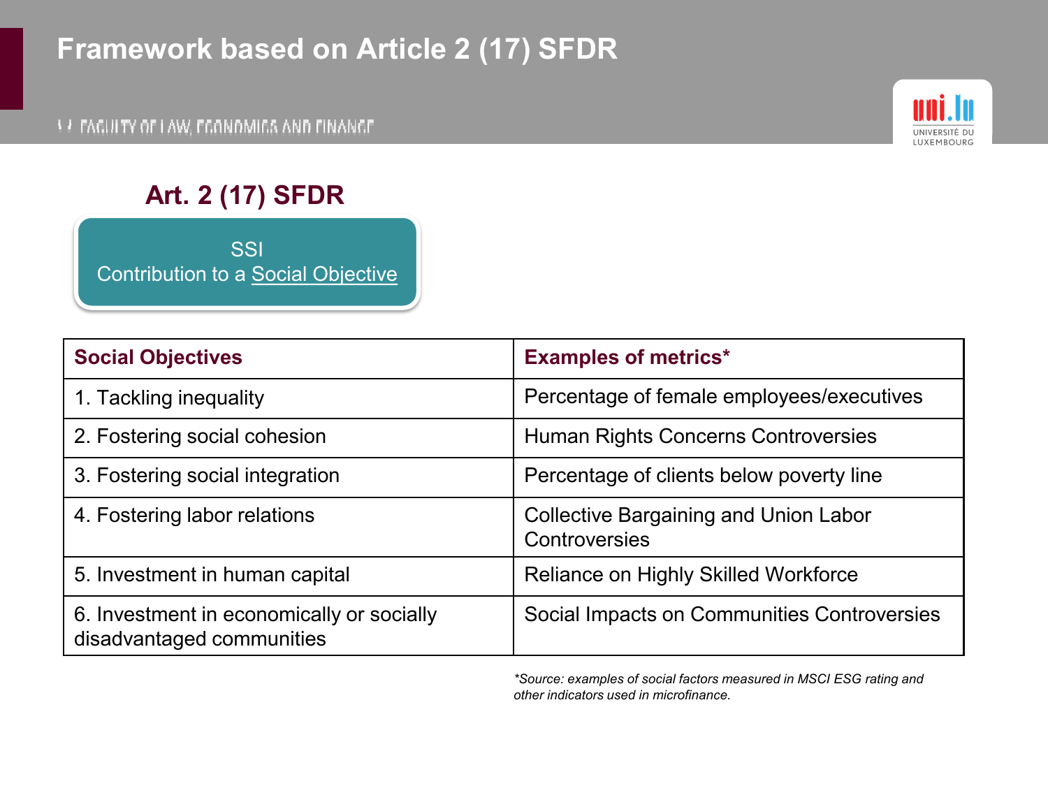# Framework based on Article 2 (17) SFDR

## Art. 2 (17) SFDR

SSI
Contribution to a Social Objective

| Social Objectives | Examples of metrics* |
|---|---|
| 1. Tackling inequality | Percentage of female employees/executives |
| 2. Fostering social cohesion | Human Rights Concerns Controversies |
| 3. Fostering social integration | Percentage of clients below poverty line |
| 4. Fostering labor relations | Collective Bargaining and Union Labor Controversies |
| 5. Investment in human capital | Reliance on Highly Skilled Workforce |
| 6. Investment in economically or socially disadvantaged communities | Social Impacts on Communities Controversies |

*\*Source: examples of social factors measured in MSCI ESG rating and other indicators used in microfinance.*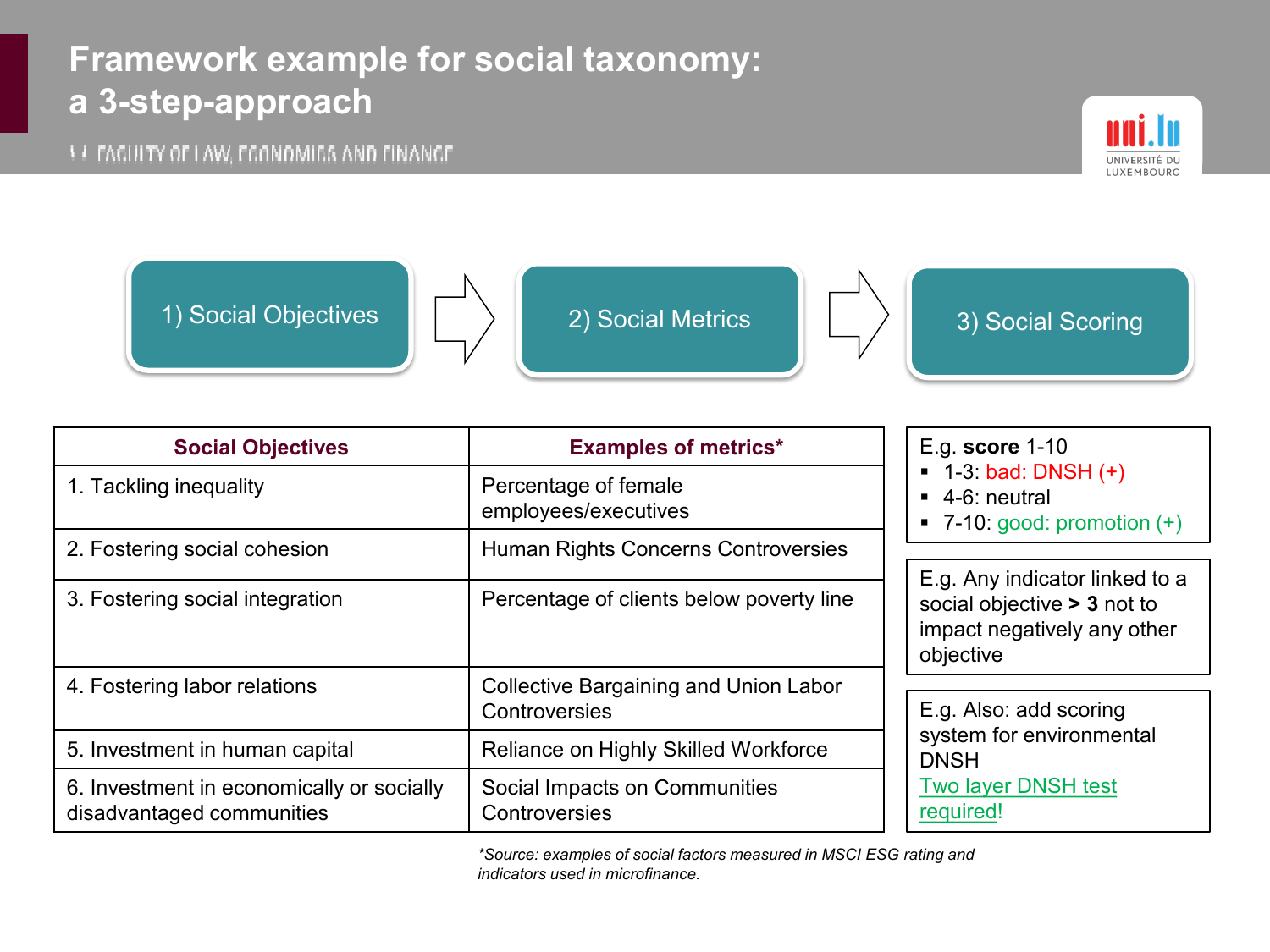# Framework example for social taxonomy: a 3-step-approach

1) Social Objectives → 2) Social Metrics → 3) Social Scoring

| Social Objectives | Examples of metrics* |
|---|---|
| 1. Tackling inequality | Percentage of female employees/executives |
| 2. Fostering social cohesion | Human Rights Concerns Controversies |
| 3. Fostering social integration | Percentage of clients below poverty line |
| 4. Fostering labor relations | Collective Bargaining and Union Labor Controversies |
| 5. Investment in human capital | Reliance on Highly Skilled Workforce |
| 6. Investment in economically or socially disadvantaged communities | Social Impacts on Communities Controversies |

*Source: examples of social factors measured in MSCI ESG rating and indicators used in microfinance.*

E.g. **score** 1-10

- 1-3: bad: DNSH (+)
- 4-6: neutral
- 7-10: good: promotion (+)

E.g. Any indicator linked to a social objective **> 3** not to impact negatively any other objective

E.g. Also: add scoring system for environmental DNSH

Two layer DNSH test required!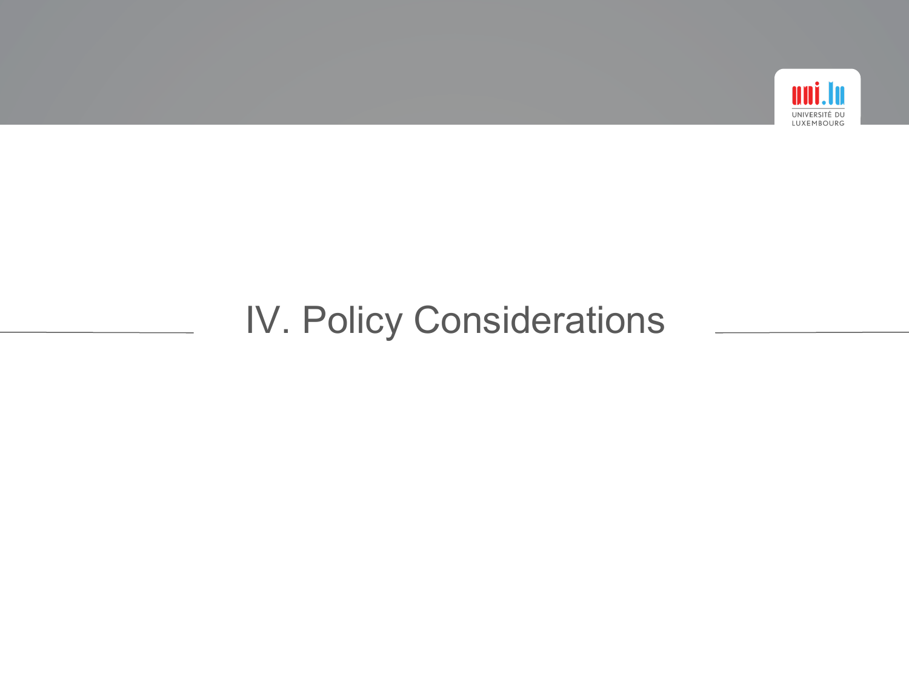# IV. Policy Considerations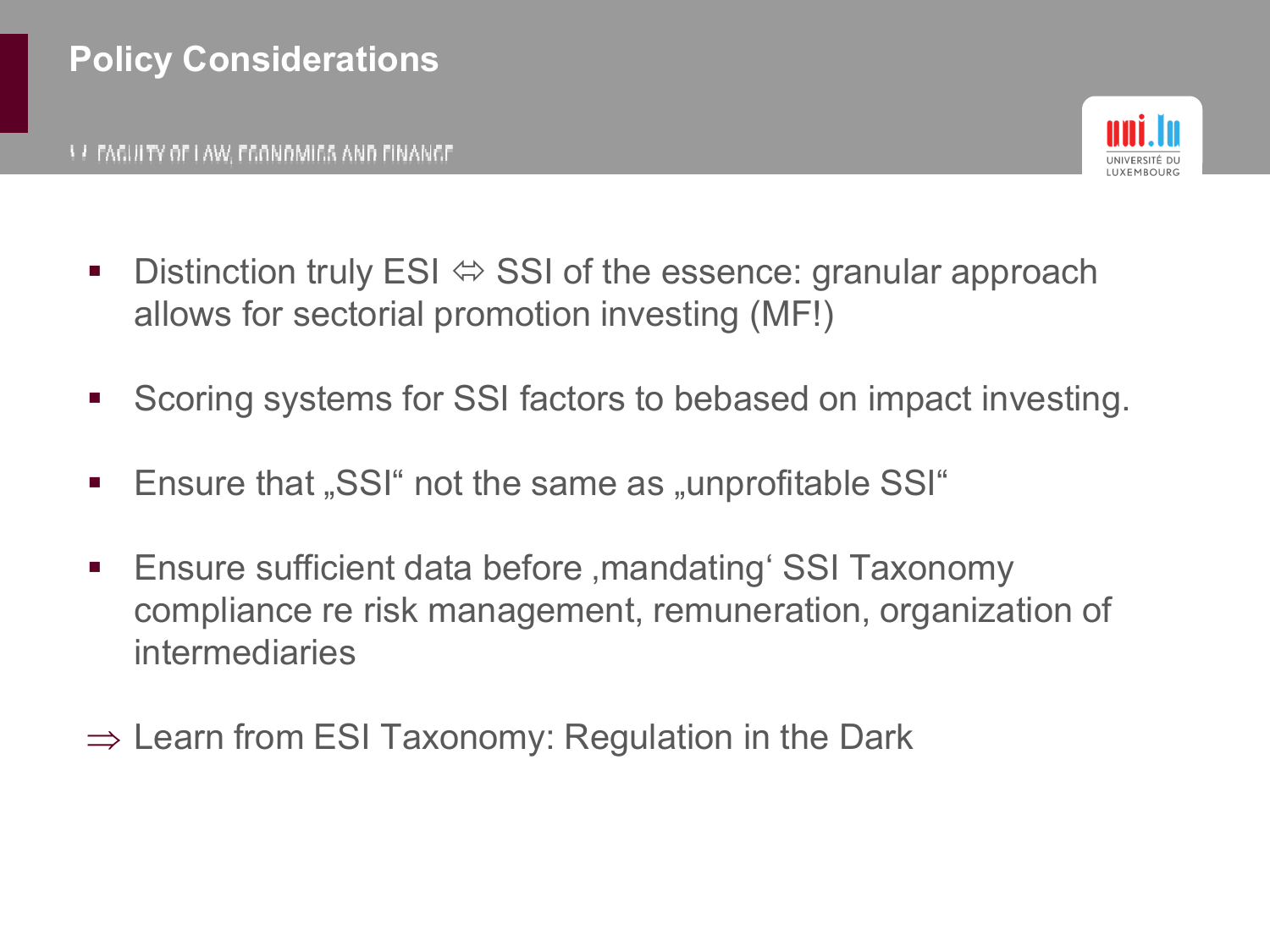# Policy Considerations

- Distinction truly ESI ⇔ SSI of the essence: granular approach allows for sectorial promotion investing (MF!)
- Scoring systems for SSI factors to bebased on impact investing.
- Ensure that „SSI“ not the same as „unprofitable SSI“
- Ensure sufficient data before ‚mandating‘ SSI Taxonomy compliance re risk management, remuneration, organization of intermediaries

⇒ Learn from ESI Taxonomy: Regulation in the Dark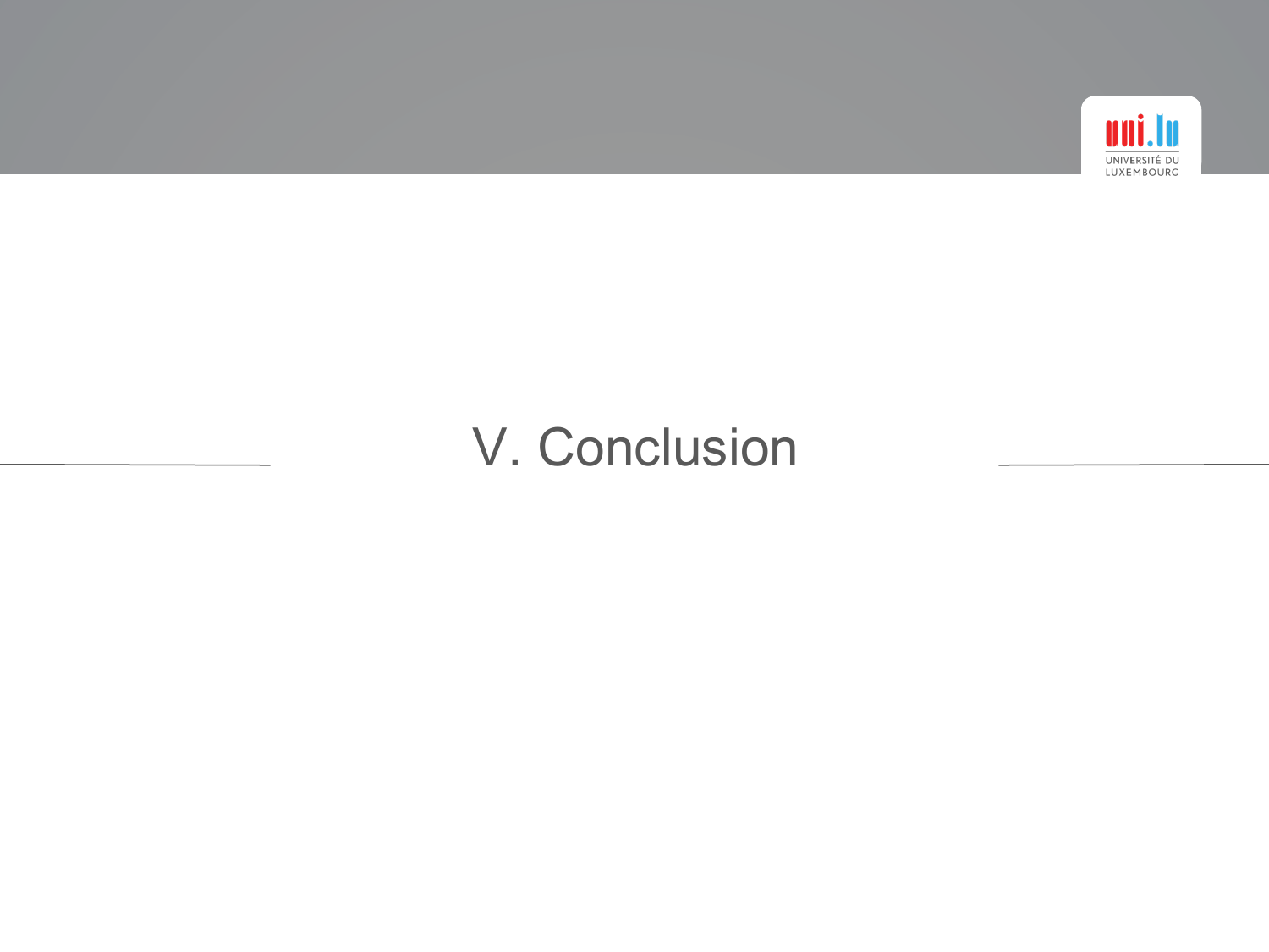# V. Conclusion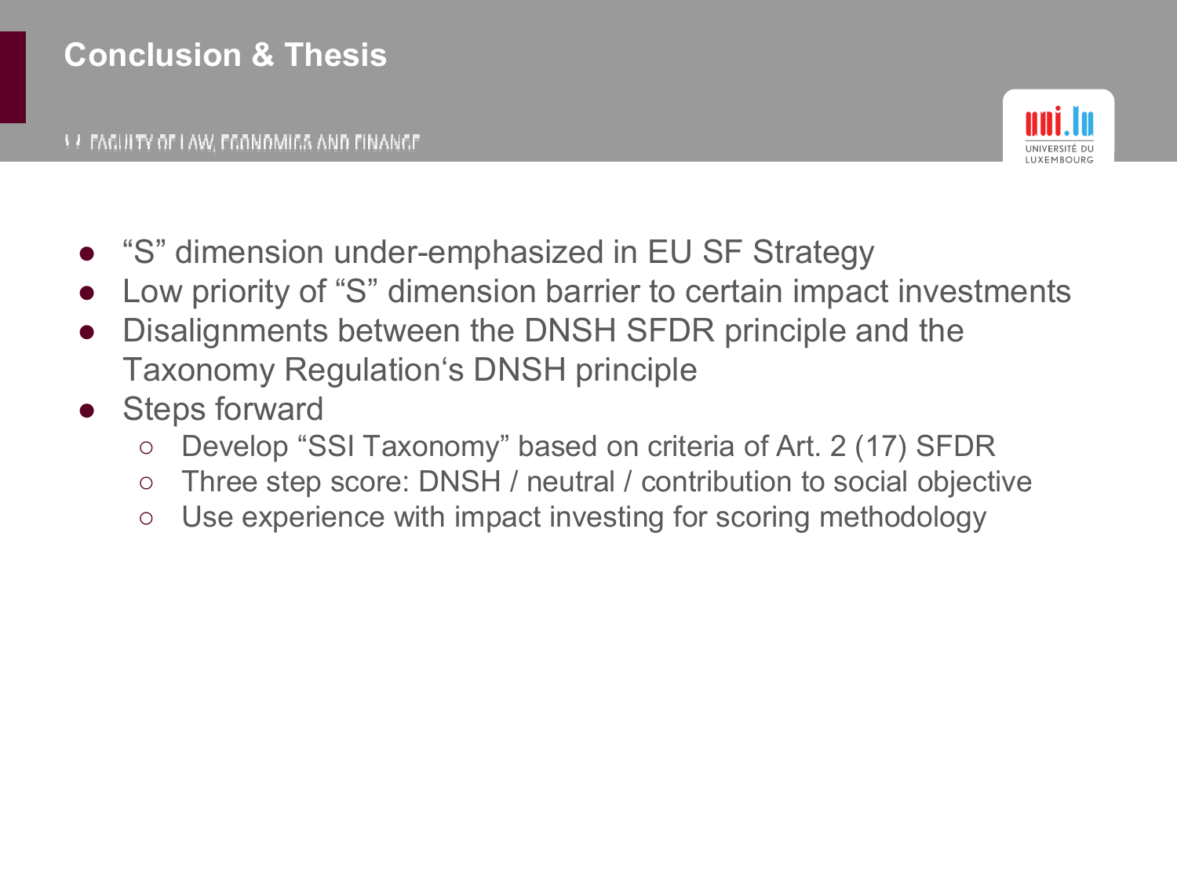# Conclusion & Thesis

- "S" dimension under-emphasized in EU SF Strategy
- Low priority of "S" dimension barrier to certain impact investments
- Disalignments between the DNSH SFDR principle and the Taxonomy Regulation's DNSH principle
- Steps forward
  - Develop "SSI Taxonomy" based on criteria of Art. 2 (17) SFDR
  - Three step score: DNSH / neutral / contribution to social objective
  - Use experience with impact investing for scoring methodology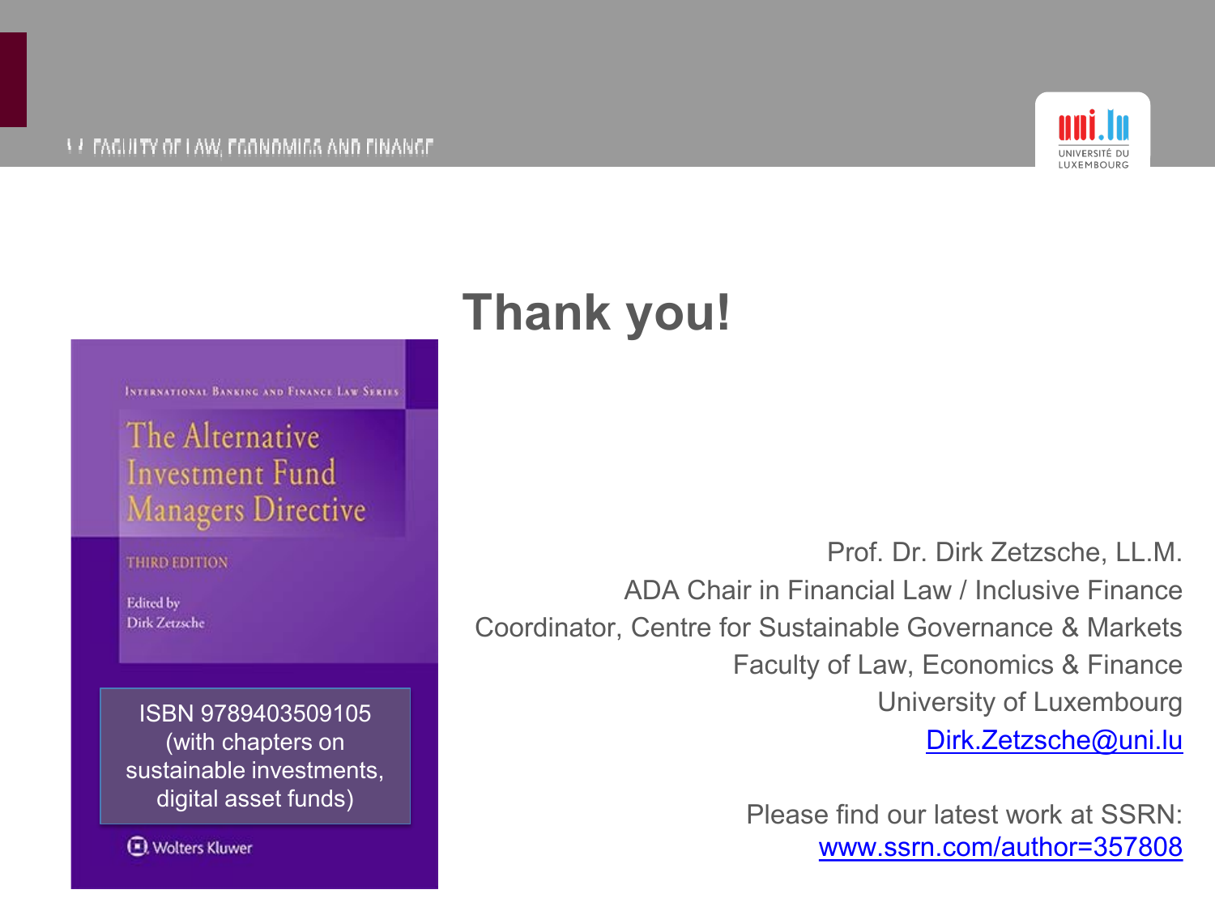# Thank you!

International Banking and Finance Law Series

The Alternative Investment Fund Managers Directive

THIRD EDITION

Edited by
Dirk Zetzsche

ISBN 9789403509105 (with chapters on sustainable investments, digital asset funds)

Wolters Kluwer

Prof. Dr. Dirk Zetzsche, LL.M.
ADA Chair in Financial Law / Inclusive Finance
Coordinator, Centre for Sustainable Governance & Markets
Faculty of Law, Economics & Finance
University of Luxembourg
Dirk.Zetzsche@uni.lu

Please find our latest work at SSRN:
www.ssrn.com/author=357808